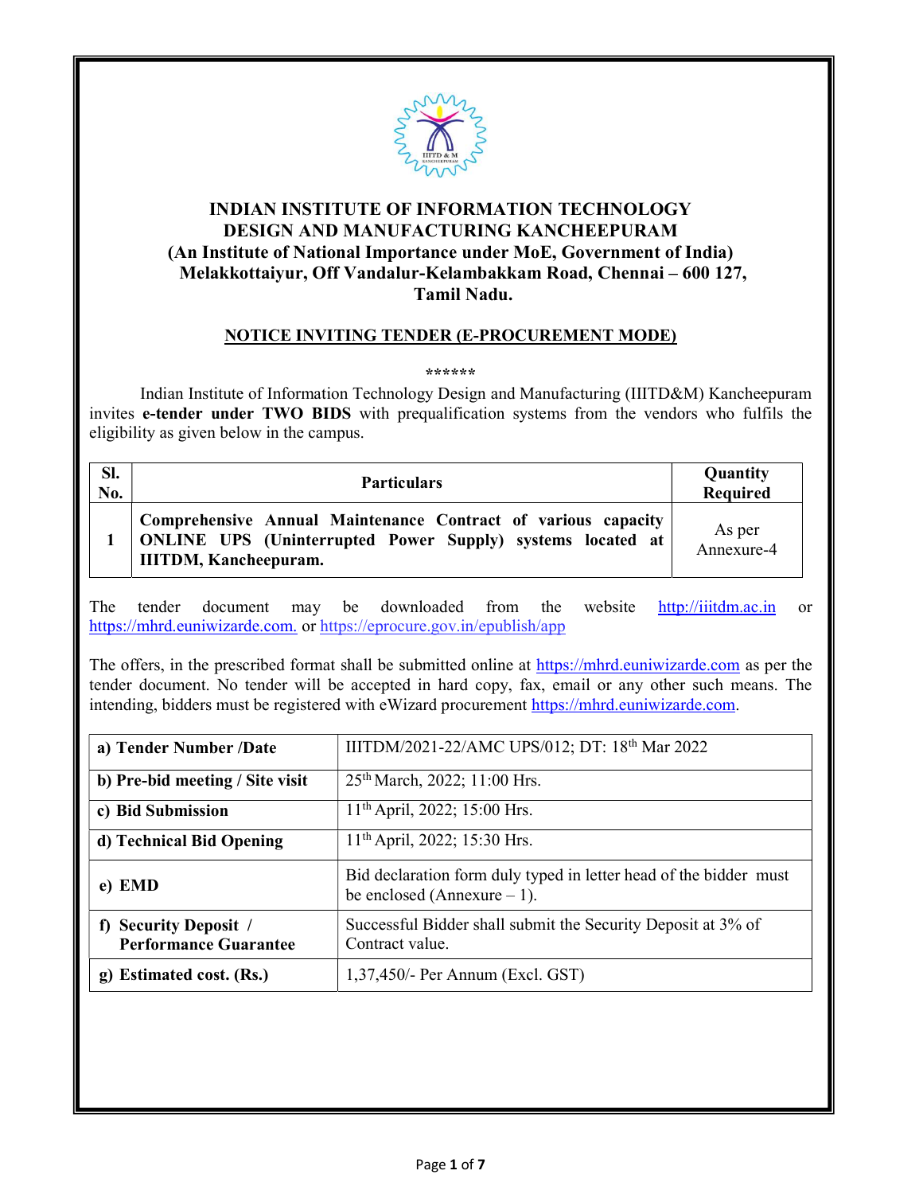# INDIAN INSTITUTE OF INFORMATION TECHNOLOGY DESIGN AND MANUFACTURING KANCHEEPURAM

**(An Institute of National Importance under MoE, Government of India)**
**Melakkottaiyur, Off Vandalur-Kelambakkam Road, Chennai – 600 127, Tamil Nadu.**

## NOTICE INVITING TENDER (E-PROCUREMENT MODE)

******

Indian Institute of Information Technology Design and Manufacturing (IIITD&M) Kancheepuram invites **e-tender under TWO BIDS** with prequalification systems from the vendors who fulfils the eligibility as given below in the campus.

| Sl. No. | Particulars | Quantity Required |
|---|---|---|
| 1 | **Comprehensive Annual Maintenance Contract of various capacity ONLINE UPS (Uninterrupted Power Supply) systems located at IIITDM, Kancheepuram.** | As per Annexure-4 |

The tender document may be downloaded from the website http://iiitdm.ac.in or https://mhrd.euniwizarde.com. or https://eprocure.gov.in/epublish/app

The offers, in the prescribed format shall be submitted online at https://mhrd.euniwizarde.com as per the tender document. No tender will be accepted in hard copy, fax, email or any other such means. The intending, bidders must be registered with eWizard procurement https://mhrd.euniwizarde.com.

| | |
|---|---|
| **a) Tender Number /Date** | IIITDM/2021-22/AMC UPS/012; DT: 18th Mar 2022 |
| **b) Pre-bid meeting / Site visit** | 25th March, 2022; 11:00 Hrs. |
| **c) Bid Submission** | 11th April, 2022; 15:00 Hrs. |
| **d) Technical Bid Opening** | 11th April, 2022; 15:30 Hrs. |
| **e) EMD** | Bid declaration form duly typed in letter head of the bidder must be enclosed (Annexure – 1). |
| **f) Security Deposit / Performance Guarantee** | Successful Bidder shall submit the Security Deposit at 3% of Contract value. |
| **g) Estimated cost. (Rs.)** | 1,37,450/- Per Annum (Excl. GST) |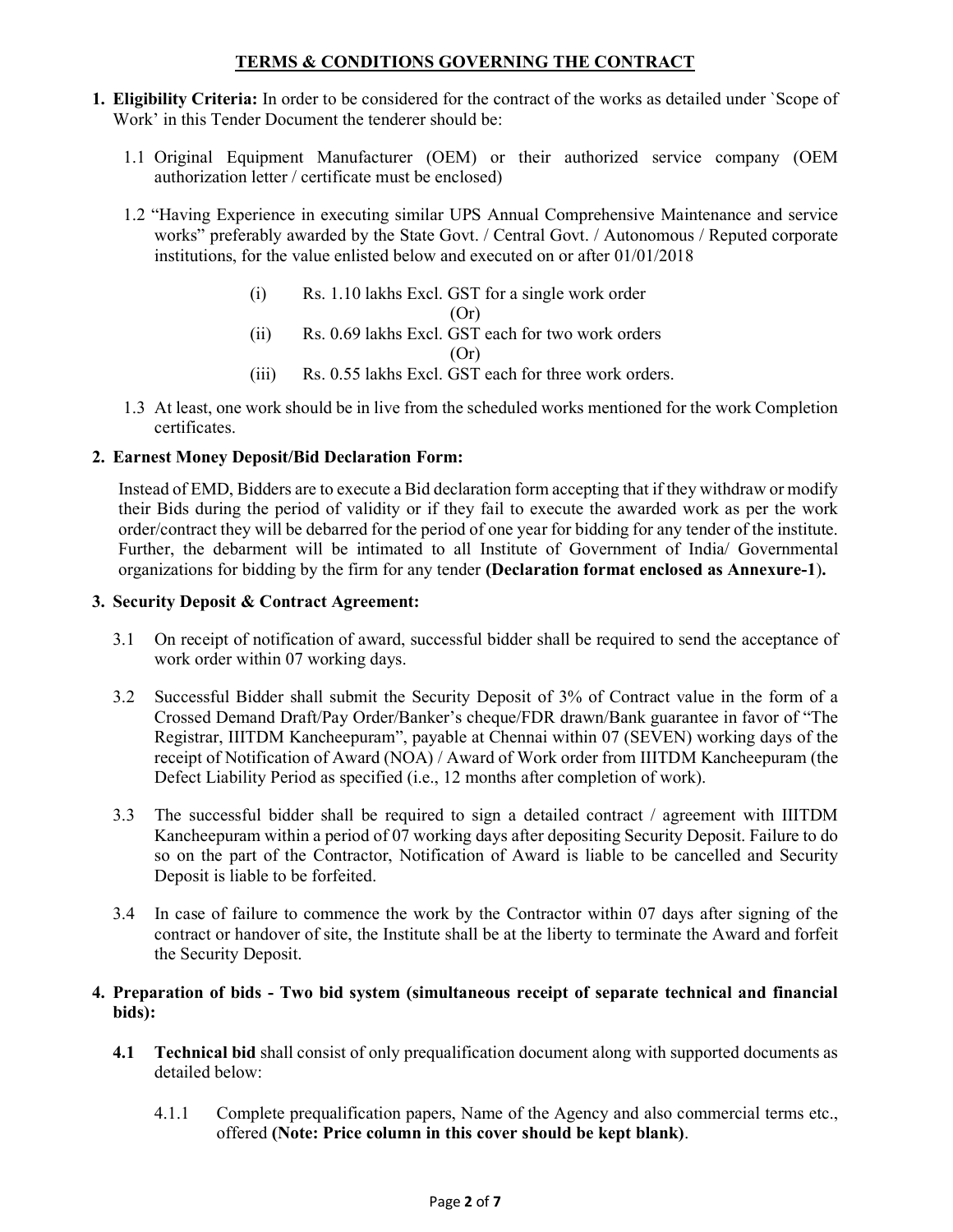## TERMS & CONDITIONS GOVERNING THE CONTRACT

1. **Eligibility Criteria:** In order to be considered for the contract of the works as detailed under `Scope of Work' in this Tender Document the tenderer should be:

   1.1 Original Equipment Manufacturer (OEM) or their authorized service company (OEM authorization letter / certificate must be enclosed)

   1.2 "Having Experience in executing similar UPS Annual Comprehensive Maintenance and service works" preferably awarded by the State Govt. / Central Govt. / Autonomous / Reputed corporate institutions, for the value enlisted below and executed on or after 01/01/2018

   (i) Rs. 1.10 lakhs Excl. GST for a single work order

   (Or)

   (ii) Rs. 0.69 lakhs Excl. GST each for two work orders

   (Or)

   (iii) Rs. 0.55 lakhs Excl. GST each for three work orders.

   1.3 At least, one work should be in live from the scheduled works mentioned for the work Completion certificates.

2. **Earnest Money Deposit/Bid Declaration Form:**

   Instead of EMD, Bidders are to execute a Bid declaration form accepting that if they withdraw or modify their Bids during the period of validity or if they fail to execute the awarded work as per the work order/contract they will be debarred for the period of one year for bidding for any tender of the institute. Further, the debarment will be intimated to all Institute of Government of India/ Governmental organizations for bidding by the firm for any tender **(Declaration format enclosed as Annexure-1).**

3. **Security Deposit & Contract Agreement:**

   3.1 On receipt of notification of award, successful bidder shall be required to send the acceptance of work order within 07 working days.

   3.2 Successful Bidder shall submit the Security Deposit of 3% of Contract value in the form of a Crossed Demand Draft/Pay Order/Banker's cheque/FDR drawn/Bank guarantee in favor of "The Registrar, IIITDM Kancheepuram", payable at Chennai within 07 (SEVEN) working days of the receipt of Notification of Award (NOA) / Award of Work order from IIITDM Kancheepuram (the Defect Liability Period as specified (i.e., 12 months after completion of work).

   3.3 The successful bidder shall be required to sign a detailed contract / agreement with IIITDM Kancheepuram within a period of 07 working days after depositing Security Deposit. Failure to do so on the part of the Contractor, Notification of Award is liable to be cancelled and Security Deposit is liable to be forfeited.

   3.4 In case of failure to commence the work by the Contractor within 07 days after signing of the contract or handover of site, the Institute shall be at the liberty to terminate the Award and forfeit the Security Deposit.

4. **Preparation of bids - Two bid system (simultaneous receipt of separate technical and financial bids):**

   **4.1 Technical bid** shall consist of only prequalification document along with supported documents as detailed below:

   4.1.1 Complete prequalification papers, Name of the Agency and also commercial terms etc., offered **(Note: Price column in this cover should be kept blank)**.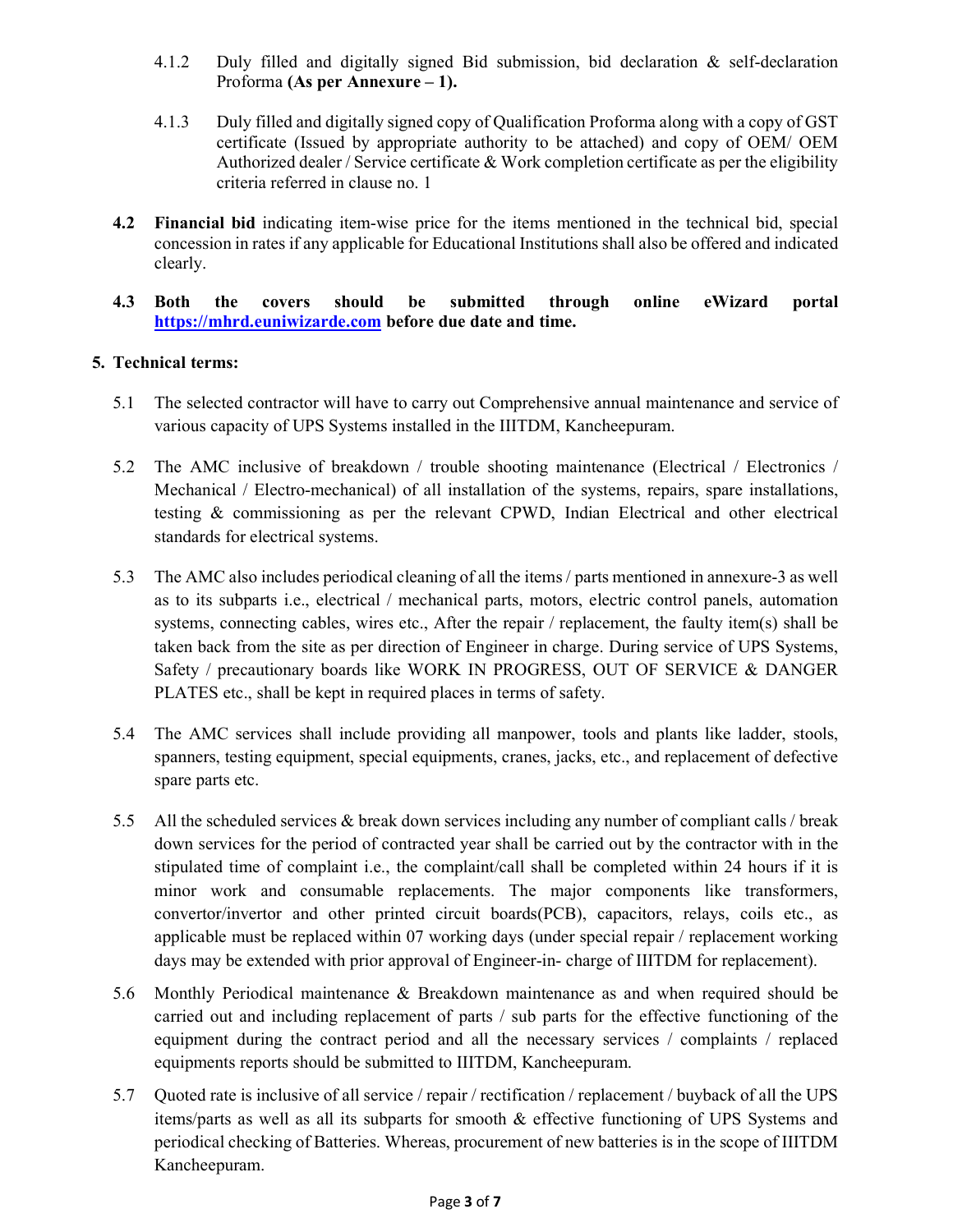4.1.2 Duly filled and digitally signed Bid submission, bid declaration & self-declaration Proforma **(As per Annexure – 1).**

4.1.3 Duly filled and digitally signed copy of Qualification Proforma along with a copy of GST certificate (Issued by appropriate authority to be attached) and copy of OEM/ OEM Authorized dealer / Service certificate & Work completion certificate as per the eligibility criteria referred in clause no. 1

**4.2 Financial bid** indicating item-wise price for the items mentioned in the technical bid, special concession in rates if any applicable for Educational Institutions shall also be offered and indicated clearly.

**4.3 Both the covers should be submitted through online eWizard portal [https://mhrd.euniwizarde.com](https://mhrd.euniwizarde.com) before due date and time.**

**5. Technical terms:**

5.1 The selected contractor will have to carry out Comprehensive annual maintenance and service of various capacity of UPS Systems installed in the IIITDM, Kancheepuram.

5.2 The AMC inclusive of breakdown / trouble shooting maintenance (Electrical / Electronics / Mechanical / Electro-mechanical) of all installation of the systems, repairs, spare installations, testing & commissioning as per the relevant CPWD, Indian Electrical and other electrical standards for electrical systems.

5.3 The AMC also includes periodical cleaning of all the items / parts mentioned in annexure-3 as well as to its subparts i.e., electrical / mechanical parts, motors, electric control panels, automation systems, connecting cables, wires etc., After the repair / replacement, the faulty item(s) shall be taken back from the site as per direction of Engineer in charge. During service of UPS Systems, Safety / precautionary boards like WORK IN PROGRESS, OUT OF SERVICE & DANGER PLATES etc., shall be kept in required places in terms of safety.

5.4 The AMC services shall include providing all manpower, tools and plants like ladder, stools, spanners, testing equipment, special equipments, cranes, jacks, etc., and replacement of defective spare parts etc.

5.5 All the scheduled services & break down services including any number of compliant calls / break down services for the period of contracted year shall be carried out by the contractor with in the stipulated time of complaint i.e., the complaint/call shall be completed within 24 hours if it is minor work and consumable replacements. The major components like transformers, convertor/invertor and other printed circuit boards(PCB), capacitors, relays, coils etc., as applicable must be replaced within 07 working days (under special repair / replacement working days may be extended with prior approval of Engineer-in- charge of IIITDM for replacement).

5.6 Monthly Periodical maintenance & Breakdown maintenance as and when required should be carried out and including replacement of parts / sub parts for the effective functioning of the equipment during the contract period and all the necessary services / complaints / replaced equipments reports should be submitted to IIITDM, Kancheepuram.

5.7 Quoted rate is inclusive of all service / repair / rectification / replacement / buyback of all the UPS items/parts as well as all its subparts for smooth & effective functioning of UPS Systems and periodical checking of Batteries. Whereas, procurement of new batteries is in the scope of IIITDM Kancheepuram.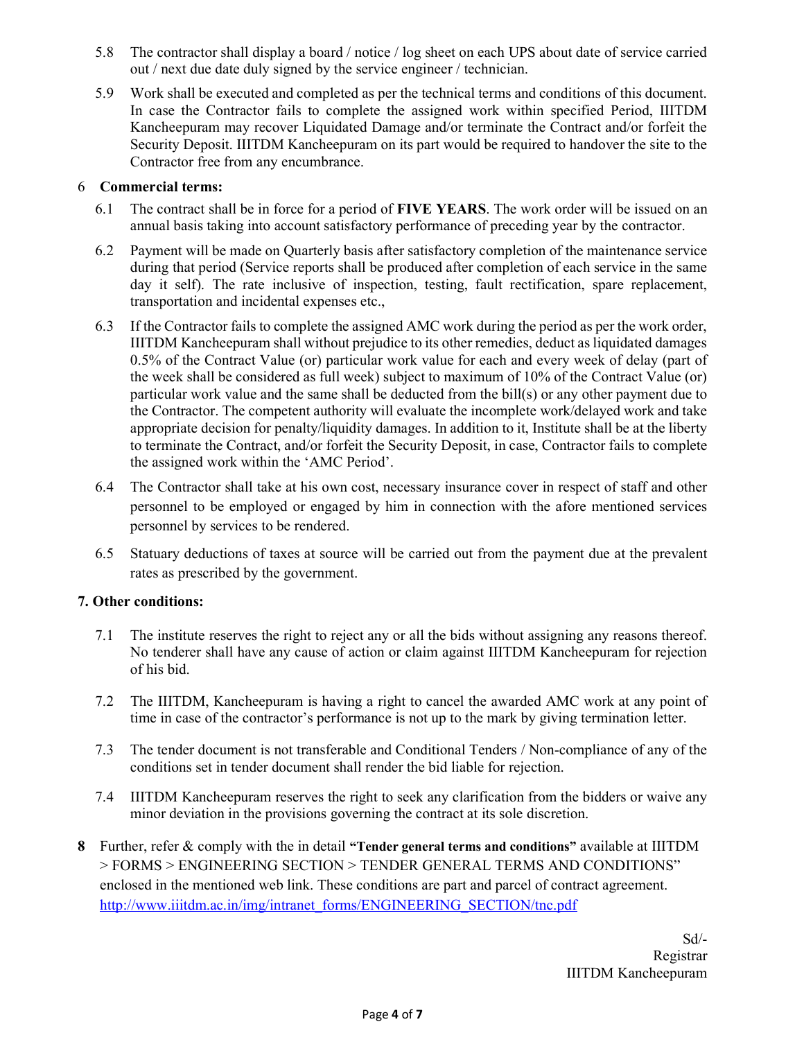5.8 The contractor shall display a board / notice / log sheet on each UPS about date of service carried out / next due date duly signed by the service engineer / technician.

5.9 Work shall be executed and completed as per the technical terms and conditions of this document. In case the Contractor fails to complete the assigned work within specified Period, IIITDM Kancheepuram may recover Liquidated Damage and/or terminate the Contract and/or forfeit the Security Deposit. IIITDM Kancheepuram on its part would be required to handover the site to the Contractor free from any encumbrance.

## 6 Commercial terms:

6.1 The contract shall be in force for a period of **FIVE YEARS**. The work order will be issued on an annual basis taking into account satisfactory performance of preceding year by the contractor.

6.2 Payment will be made on Quarterly basis after satisfactory completion of the maintenance service during that period (Service reports shall be produced after completion of each service in the same day it self). The rate inclusive of inspection, testing, fault rectification, spare replacement, transportation and incidental expenses etc.,

6.3 If the Contractor fails to complete the assigned AMC work during the period as per the work order, IIITDM Kancheepuram shall without prejudice to its other remedies, deduct as liquidated damages 0.5% of the Contract Value (or) particular work value for each and every week of delay (part of the week shall be considered as full week) subject to maximum of 10% of the Contract Value (or) particular work value and the same shall be deducted from the bill(s) or any other payment due to the Contractor. The competent authority will evaluate the incomplete work/delayed work and take appropriate decision for penalty/liquidity damages. In addition to it, Institute shall be at the liberty to terminate the Contract, and/or forfeit the Security Deposit, in case, Contractor fails to complete the assigned work within the 'AMC Period'.

6.4 The Contractor shall take at his own cost, necessary insurance cover in respect of staff and other personnel to be employed or engaged by him in connection with the afore mentioned services personnel by services to be rendered.

6.5 Statuary deductions of taxes at source will be carried out from the payment due at the prevalent rates as prescribed by the government.

## 7. Other conditions:

7.1 The institute reserves the right to reject any or all the bids without assigning any reasons thereof. No tenderer shall have any cause of action or claim against IIITDM Kancheepuram for rejection of his bid.

7.2 The IIITDM, Kancheepuram is having a right to cancel the awarded AMC work at any point of time in case of the contractor's performance is not up to the mark by giving termination letter.

7.3 The tender document is not transferable and Conditional Tenders / Non-compliance of any of the conditions set in tender document shall render the bid liable for rejection.

7.4 IIITDM Kancheepuram reserves the right to seek any clarification from the bidders or waive any minor deviation in the provisions governing the contract at its sole discretion.

**8** Further, refer & comply with the in detail **"Tender general terms and conditions"** available at IIITDM > FORMS > ENGINEERING SECTION > TENDER GENERAL TERMS AND CONDITIONS" enclosed in the mentioned web link. These conditions are part and parcel of contract agreement. [http://www.iiitdm.ac.in/img/intranet_forms/ENGINEERING_SECTION/tnc.pdf](http://www.iiitdm.ac.in/img/intranet_forms/ENGINEERING_SECTION/tnc.pdf)

Sd/-
Registrar
IIITDM Kancheepuram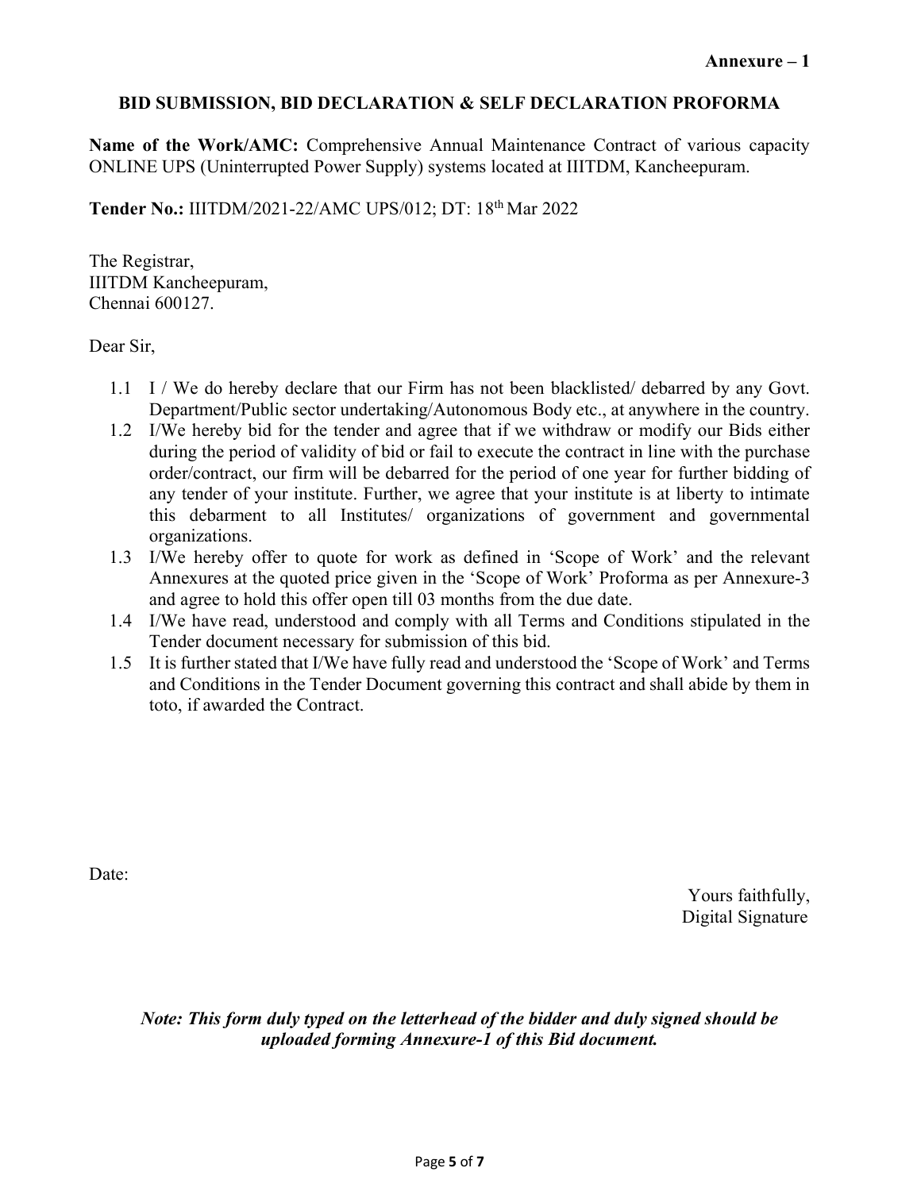**Annexure – 1**

## BID SUBMISSION, BID DECLARATION & SELF DECLARATION PROFORMA

**Name of the Work/AMC:** Comprehensive Annual Maintenance Contract of various capacity ONLINE UPS (Uninterrupted Power Supply) systems located at IIITDM, Kancheepuram.

**Tender No.:** IIITDM/2021-22/AMC UPS/012; DT: 18th Mar 2022

The Registrar,
IIITDM Kancheepuram,
Chennai 600127.

Dear Sir,

1.1 I / We do hereby declare that our Firm has not been blacklisted/ debarred by any Govt. Department/Public sector undertaking/Autonomous Body etc., at anywhere in the country.

1.2 I/We hereby bid for the tender and agree that if we withdraw or modify our Bids either during the period of validity of bid or fail to execute the contract in line with the purchase order/contract, our firm will be debarred for the period of one year for further bidding of any tender of your institute. Further, we agree that your institute is at liberty to intimate this debarment to all Institutes/ organizations of government and governmental organizations.

1.3 I/We hereby offer to quote for work as defined in 'Scope of Work' and the relevant Annexures at the quoted price given in the 'Scope of Work' Proforma as per Annexure-3 and agree to hold this offer open till 03 months from the due date.

1.4 I/We have read, understood and comply with all Terms and Conditions stipulated in the Tender document necessary for submission of this bid.

1.5 It is further stated that I/We have fully read and understood the 'Scope of Work' and Terms and Conditions in the Tender Document governing this contract and shall abide by them in toto, if awarded the Contract.

Date:

Yours faithfully,
Digital Signature

***Note: This form duly typed on the letterhead of the bidder and duly signed should be uploaded forming Annexure-1 of this Bid document.***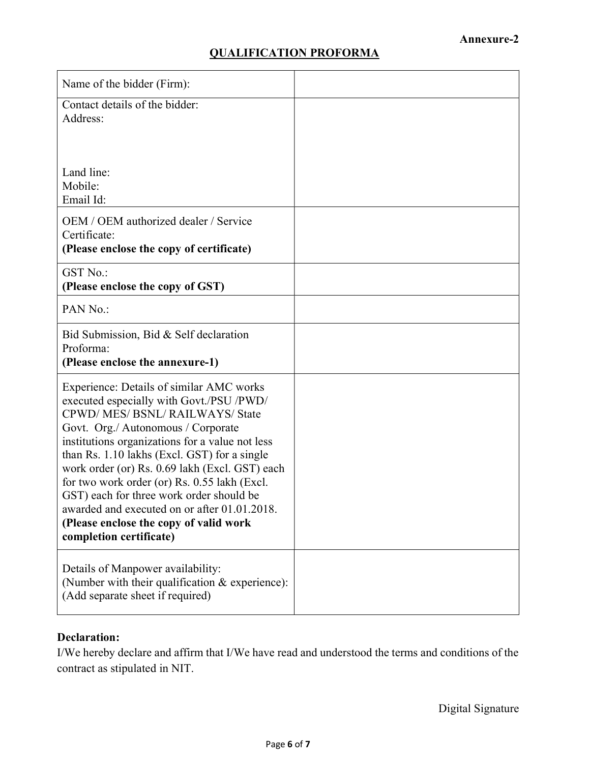**Annexure-2**

## QUALIFICATION PROFORMA

| Name of the bidder (Firm): | |
|---|---|
| Contact details of the bidder:<br>Address:<br><br><br>Land line:<br>Mobile:<br>Email Id: | |
| OEM / OEM authorized dealer / Service Certificate:<br>**(Please enclose the copy of certificate)** | |
| GST No.:<br>**(Please enclose the copy of GST)** | |
| PAN No.: | |
| Bid Submission, Bid & Self declaration Proforma:<br>**(Please enclose the annexure-1)** | |
| Experience: Details of similar AMC works executed especially with Govt./PSU /PWD/ CPWD/ MES/ BSNL/ RAILWAYS/ State Govt. Org./ Autonomous / Corporate institutions organizations for a value not less than Rs. 1.10 lakhs (Excl. GST) for a single work order (or) Rs. 0.69 lakh (Excl. GST) each for two work order (or) Rs. 0.55 lakh (Excl. GST) each for three work order should be awarded and executed on or after 01.01.2018.<br>**(Please enclose the copy of valid work completion certificate)** | |
| Details of Manpower availability:<br>(Number with their qualification & experience):<br>(Add separate sheet if required) | |

**Declaration:**

I/We hereby declare and affirm that I/We have read and understood the terms and conditions of the contract as stipulated in NIT.

Digital Signature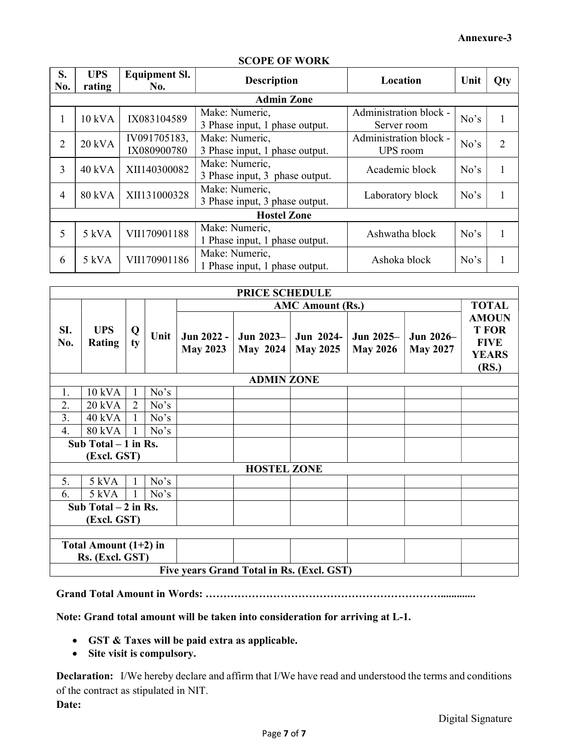Annexure-3

**SCOPE OF WORK**

| S. No. | UPS rating | Equipment Sl. No. | Description | Location | Unit | Qty |
|---|---|---|---|---|---|---|
| **Admin Zone** | | | | | | |
| 1 | 10 kVA | IX083104589 | Make: Numeric, 3 Phase input, 1 phase output. | Administration block - Server room | No's | 1 |
| 2 | 20 kVA | IV091705183, IX080900780 | Make: Numeric, 3 Phase input, 1 phase output. | Administration block - UPS room | No's | 2 |
| 3 | 40 kVA | XII140300082 | Make: Numeric, 3 Phase input, 3 phase output. | Academic block | No's | 1 |
| 4 | 80 kVA | XII131000328 | Make: Numeric, 3 Phase input, 3 phase output. | Laboratory block | No's | 1 |
| **Hostel Zone** | | | | | | |
| 5 | 5 kVA | VII170901188 | Make: Numeric, 1 Phase input, 1 phase output. | Ashwatha block | No's | 1 |
| 6 | 5 kVA | VII170901186 | Make: Numeric, 1 Phase input, 1 phase output. | Ashoka block | No's | 1 |

**PRICE SCHEDULE**

| SI. No. | UPS Rating | Qty | Unit | AMC Amount (Rs.) | | | | | TOTAL AMOUNT FOR FIVE YEARS (RS.) |
|---|---|---|---|---|---|---|---|---|---|
| | | | | Jun 2022 - May 2023 | Jun 2023– May 2024 | Jun 2024- May 2025 | Jun 2025– May 2026 | Jun 2026– May 2027 | |
| **ADMIN ZONE** | | | | | | | | | |
| 1. | 10 kVA | 1 | No's | | | | | | |
| 2. | 20 kVA | 2 | No's | | | | | | |
| 3. | 40 kVA | 1 | No's | | | | | | |
| 4. | 80 kVA | 1 | No's | | | | | | |
| **Sub Total – 1 in Rs. (Excl. GST)** | | | | | | | | | |
| **HOSTEL ZONE** | | | | | | | | | |
| 5. | 5 kVA | 1 | No's | | | | | | |
| 6. | 5 kVA | 1 | No's | | | | | | |
| **Sub Total – 2 in Rs. (Excl. GST)** | | | | | | | | | |
| | | | | | | | | | |
| **Total Amount (1+2) in Rs. (Excl. GST)** | | | | | | | | | |
| **Five years Grand Total in Rs. (Excl. GST)** | | | | | | | | | |

**Grand Total Amount in Words: ………………………………………………………………............**

**Note: Grand total amount will be taken into consideration for arriving at L-1.**

- **GST & Taxes will be paid extra as applicable.**
- **Site visit is compulsory.**

**Declaration:** I/We hereby declare and affirm that I/We have read and understood the terms and conditions of the contract as stipulated in NIT.

**Date:**

Digital Signature